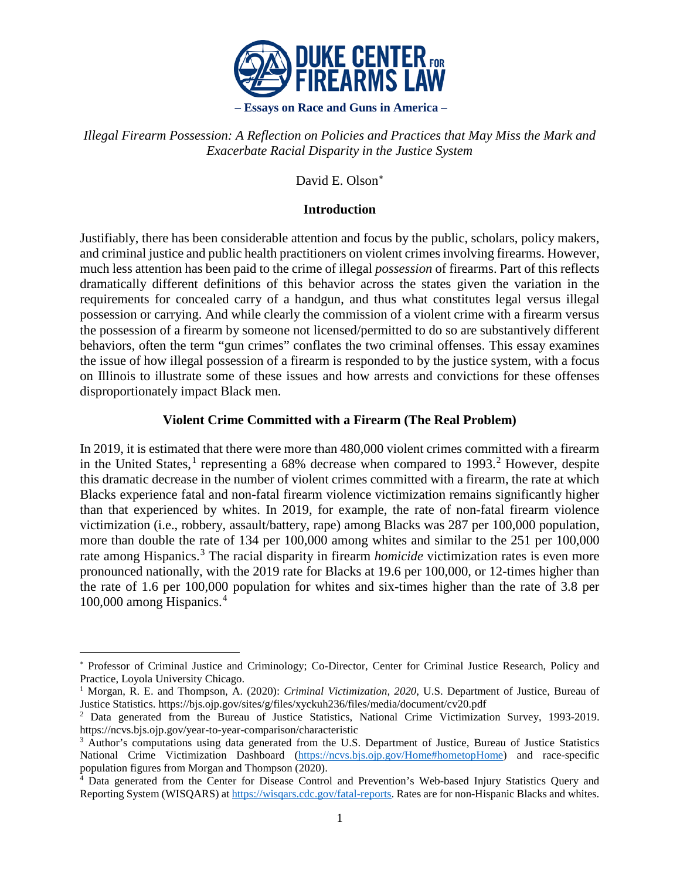**DUKE CENTER FOR FIREARMS LAW**

**– Essays on Race and Guns in America –**

# *Illegal Firearm Possession: A Reflection on Policies and Practices that May Miss the Mark and Exacerbate Racial Disparity in the Justice System*

David E. Olson[*]

## Introduction

Justifiably, there has been considerable attention and focus by the public, scholars, policy makers, and criminal justice and public health practitioners on violent crimes involving firearms. However, much less attention has been paid to the crime of illegal *possession* of firearms. Part of this reflects dramatically different definitions of this behavior across the states given the variation in the requirements for concealed carry of a handgun, and thus what constitutes legal versus illegal possession or carrying. And while clearly the commission of a violent crime with a firearm versus the possession of a firearm by someone not licensed/permitted to do so are substantively different behaviors, often the term "gun crimes" conflates the two criminal offenses. This essay examines the issue of how illegal possession of a firearm is responded to by the justice system, with a focus on Illinois to illustrate some of these issues and how arrests and convictions for these offenses disproportionately impact Black men.

## Violent Crime Committed with a Firearm (The Real Problem)

In 2019, it is estimated that there were more than 480,000 violent crimes committed with a firearm in the United States,[1] representing a 68% decrease when compared to 1993.[2] However, despite this dramatic decrease in the number of violent crimes committed with a firearm, the rate at which Blacks experience fatal and non-fatal firearm violence victimization remains significantly higher than that experienced by whites. In 2019, for example, the rate of non-fatal firearm violence victimization (i.e., robbery, assault/battery, rape) among Blacks was 287 per 100,000 population, more than double the rate of 134 per 100,000 among whites and similar to the 251 per 100,000 rate among Hispanics.[3] The racial disparity in firearm *homicide* victimization rates is even more pronounced nationally, with the 2019 rate for Blacks at 19.6 per 100,000, or 12-times higher than the rate of 1.6 per 100,000 population for whites and six-times higher than the rate of 3.8 per 100,000 among Hispanics.[4]

---

[*] Professor of Criminal Justice and Criminology; Co-Director, Center for Criminal Justice Research, Policy and Practice, Loyola University Chicago.

[1] Morgan, R. E. and Thompson, A. (2020): *Criminal Victimization, 2020,* U.S. Department of Justice, Bureau of Justice Statistics. https://bjs.ojp.gov/sites/g/files/xyckuh236/files/media/document/cv20.pdf

[2] Data generated from the Bureau of Justice Statistics, National Crime Victimization Survey, 1993-2019. https://ncvs.bjs.ojp.gov/year-to-year-comparison/characteristic

[3] Author's computations using data generated from the U.S. Department of Justice, Bureau of Justice Statistics National Crime Victimization Dashboard (https://ncvs.bjs.ojp.gov/Home#hometopHome) and race-specific population figures from Morgan and Thompson (2020).

[4] Data generated from the Center for Disease Control and Prevention's Web-based Injury Statistics Query and Reporting System (WISQARS) at https://wisqars.cdc.gov/fatal-reports. Rates are for non-Hispanic Blacks and whites.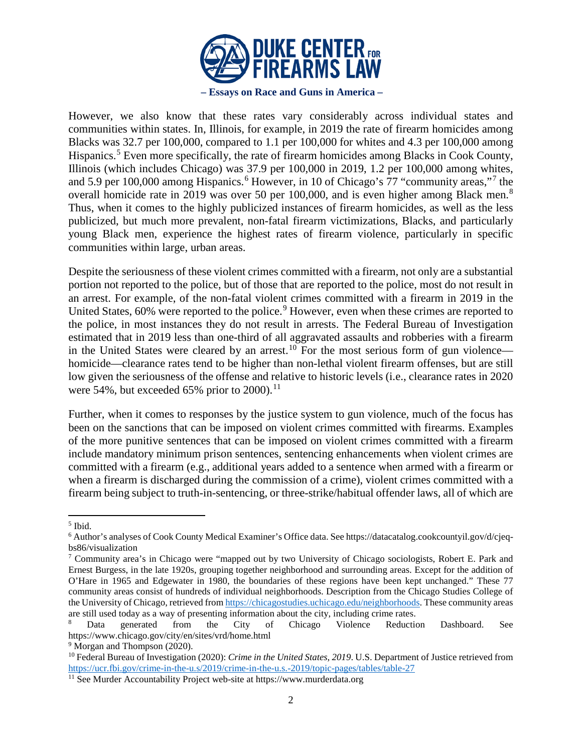However, we also know that these rates vary considerably across individual states and communities within states. In, Illinois, for example, in 2019 the rate of firearm homicides among Blacks was 32.7 per 100,000, compared to 1.1 per 100,000 for whites and 4.3 per 100,000 among Hispanics.[5] Even more specifically, the rate of firearm homicides among Blacks in Cook County, Illinois (which includes Chicago) was 37.9 per 100,000 in 2019, 1.2 per 100,000 among whites, and 5.9 per 100,000 among Hispanics.[6] However, in 10 of Chicago's 77 "community areas,"[7] the overall homicide rate in 2019 was over 50 per 100,000, and is even higher among Black men.[8] Thus, when it comes to the highly publicized instances of firearm homicides, as well as the less publicized, but much more prevalent, non-fatal firearm victimizations, Blacks, and particularly young Black men, experience the highest rates of firearm violence, particularly in specific communities within large, urban areas.

Despite the seriousness of these violent crimes committed with a firearm, not only are a substantial portion not reported to the police, but of those that are reported to the police, most do not result in an arrest. For example, of the non-fatal violent crimes committed with a firearm in 2019 in the United States, 60% were reported to the police.[9] However, even when these crimes are reported to the police, in most instances they do not result in arrests. The Federal Bureau of Investigation estimated that in 2019 less than one-third of all aggravated assaults and robberies with a firearm in the United States were cleared by an arrest.[10] For the most serious form of gun violence—homicide—clearance rates tend to be higher than non-lethal violent firearm offenses, but are still low given the seriousness of the offense and relative to historic levels (i.e., clearance rates in 2020 were 54%, but exceeded 65% prior to 2000).[11]

Further, when it comes to responses by the justice system to gun violence, much of the focus has been on the sanctions that can be imposed on violent crimes committed with firearms. Examples of the more punitive sentences that can be imposed on violent crimes committed with a firearm include mandatory minimum prison sentences, sentencing enhancements when violent crimes are committed with a firearm (e.g., additional years added to a sentence when armed with a firearm or when a firearm is discharged during the commission of a crime), violent crimes committed with a firearm being subject to truth-in-sentencing, or three-strike/habitual offender laws, all of which are

---

[5] Ibid.

[6] Author's analyses of Cook County Medical Examiner's Office data. See https://datacatalog.cookcountyil.gov/d/cjeq-bs86/visualization

[7] Community area's in Chicago were "mapped out by two University of Chicago sociologists, Robert E. Park and Ernest Burgess, in the late 1920s, grouping together neighborhood and surrounding areas. Except for the addition of O'Hare in 1965 and Edgewater in 1980, the boundaries of these regions have been kept unchanged." These 77 community areas consist of hundreds of individual neighborhoods. Description from the Chicago Studies College of the University of Chicago, retrieved from https://chicagostudies.uchicago.edu/neighborhoods. These community areas are still used today as a way of presenting information about the city, including crime rates.

[8] Data generated from the City of Chicago Violence Reduction Dashboard. See https://www.chicago.gov/city/en/sites/vrd/home.html

[9] Morgan and Thompson (2020).

[10] Federal Bureau of Investigation (2020): *Crime in the United States, 2019*. U.S. Department of Justice retrieved from https://ucr.fbi.gov/crime-in-the-u.s/2019/crime-in-the-u.s.-2019/topic-pages/tables/table-27

[11] See Murder Accountability Project web-site at https://www.murderdata.org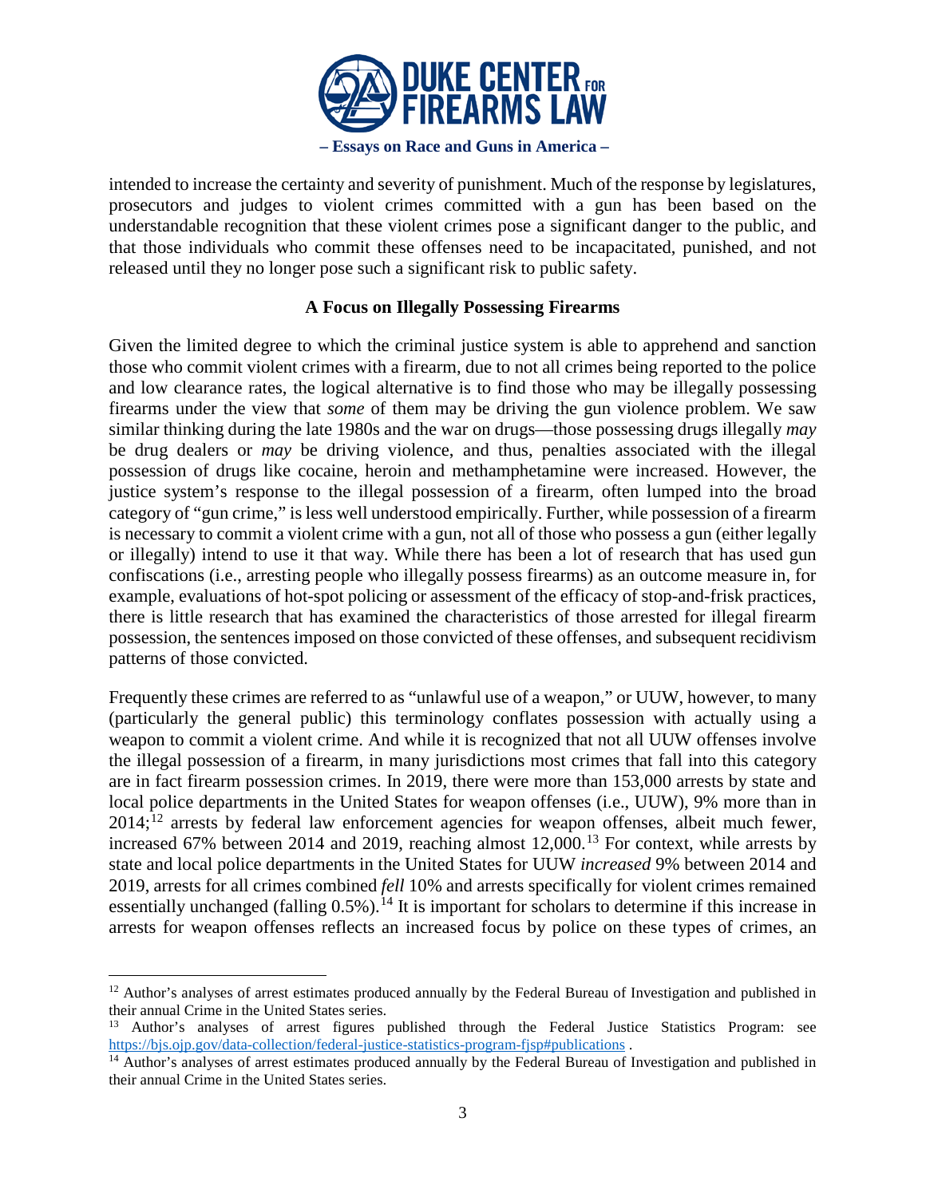intended to increase the certainty and severity of punishment. Much of the response by legislatures, prosecutors and judges to violent crimes committed with a gun has been based on the understandable recognition that these violent crimes pose a significant danger to the public, and that those individuals who commit these offenses need to be incapacitated, punished, and not released until they no longer pose such a significant risk to public safety.

### A Focus on Illegally Possessing Firearms

Given the limited degree to which the criminal justice system is able to apprehend and sanction those who commit violent crimes with a firearm, due to not all crimes being reported to the police and low clearance rates, the logical alternative is to find those who may be illegally possessing firearms under the view that *some* of them may be driving the gun violence problem. We saw similar thinking during the late 1980s and the war on drugs—those possessing drugs illegally *may* be drug dealers or *may* be driving violence, and thus, penalties associated with the illegal possession of drugs like cocaine, heroin and methamphetamine were increased. However, the justice system's response to the illegal possession of a firearm, often lumped into the broad category of "gun crime," is less well understood empirically. Further, while possession of a firearm is necessary to commit a violent crime with a gun, not all of those who possess a gun (either legally or illegally) intend to use it that way. While there has been a lot of research that has used gun confiscations (i.e., arresting people who illegally possess firearms) as an outcome measure in, for example, evaluations of hot-spot policing or assessment of the efficacy of stop-and-frisk practices, there is little research that has examined the characteristics of those arrested for illegal firearm possession, the sentences imposed on those convicted of these offenses, and subsequent recidivism patterns of those convicted.

Frequently these crimes are referred to as "unlawful use of a weapon," or UUW, however, to many (particularly the general public) this terminology conflates possession with actually using a weapon to commit a violent crime. And while it is recognized that not all UUW offenses involve the illegal possession of a firearm, in many jurisdictions most crimes that fall into this category are in fact firearm possession crimes. In 2019, there were more than 153,000 arrests by state and local police departments in the United States for weapon offenses (i.e., UUW), 9% more than in 2014;[12] arrests by federal law enforcement agencies for weapon offenses, albeit much fewer, increased 67% between 2014 and 2019, reaching almost 12,000.[13] For context, while arrests by state and local police departments in the United States for UUW *increased* 9% between 2014 and 2019, arrests for all crimes combined *fell* 10% and arrests specifically for violent crimes remained essentially unchanged (falling 0.5%).[14] It is important for scholars to determine if this increase in arrests for weapon offenses reflects an increased focus by police on these types of crimes, an

[12] Author's analyses of arrest estimates produced annually by the Federal Bureau of Investigation and published in their annual Crime in the United States series.

[13] Author's analyses of arrest figures published through the Federal Justice Statistics Program: see https://bjs.ojp.gov/data-collection/federal-justice-statistics-program-fjsp#publications .

[14] Author's analyses of arrest estimates produced annually by the Federal Bureau of Investigation and published in their annual Crime in the United States series.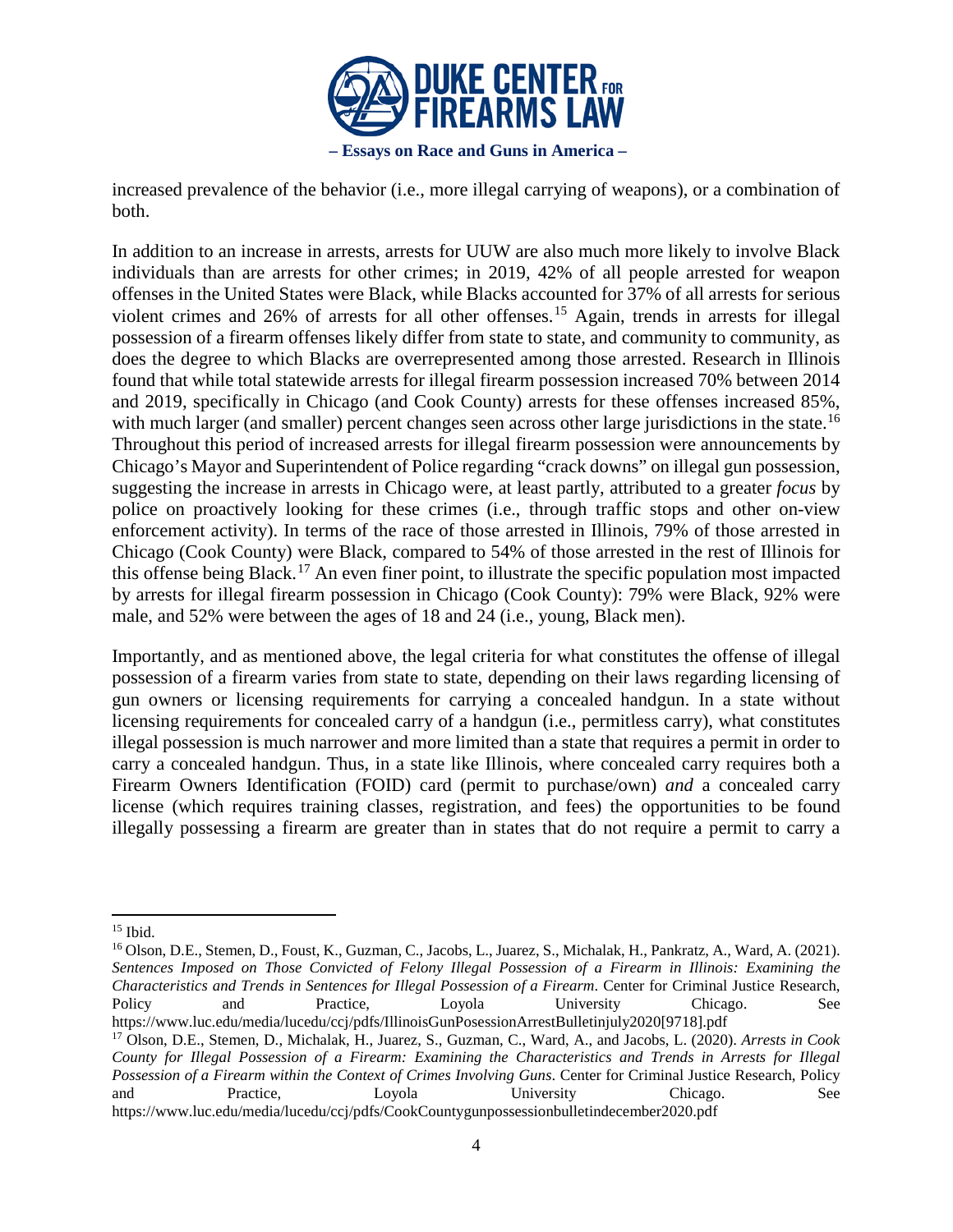increased prevalence of the behavior (i.e., more illegal carrying of weapons), or a combination of both.

In addition to an increase in arrests, arrests for UUW are also much more likely to involve Black individuals than are arrests for other crimes; in 2019, 42% of all people arrested for weapon offenses in the United States were Black, while Blacks accounted for 37% of all arrests for serious violent crimes and 26% of arrests for all other offenses.[15] Again, trends in arrests for illegal possession of a firearm offenses likely differ from state to state, and community to community, as does the degree to which Blacks are overrepresented among those arrested. Research in Illinois found that while total statewide arrests for illegal firearm possession increased 70% between 2014 and 2019, specifically in Chicago (and Cook County) arrests for these offenses increased 85%, with much larger (and smaller) percent changes seen across other large jurisdictions in the state.[16] Throughout this period of increased arrests for illegal firearm possession were announcements by Chicago's Mayor and Superintendent of Police regarding "crack downs" on illegal gun possession, suggesting the increase in arrests in Chicago were, at least partly, attributed to a greater *focus* by police on proactively looking for these crimes (i.e., through traffic stops and other on-view enforcement activity). In terms of the race of those arrested in Illinois, 79% of those arrested in Chicago (Cook County) were Black, compared to 54% of those arrested in the rest of Illinois for this offense being Black.[17] An even finer point, to illustrate the specific population most impacted by arrests for illegal firearm possession in Chicago (Cook County): 79% were Black, 92% were male, and 52% were between the ages of 18 and 24 (i.e., young, Black men).

Importantly, and as mentioned above, the legal criteria for what constitutes the offense of illegal possession of a firearm varies from state to state, depending on their laws regarding licensing of gun owners or licensing requirements for carrying a concealed handgun. In a state without licensing requirements for concealed carry of a handgun (i.e., permitless carry), what constitutes illegal possession is much narrower and more limited than a state that requires a permit in order to carry a concealed handgun. Thus, in a state like Illinois, where concealed carry requires both a Firearm Owners Identification (FOID) card (permit to purchase/own) *and* a concealed carry license (which requires training classes, registration, and fees) the opportunities to be found illegally possessing a firearm are greater than in states that do not require a permit to carry a

---

[15] Ibid.

[16] Olson, D.E., Stemen, D., Foust, K., Guzman, C., Jacobs, L., Juarez, S., Michalak, H., Pankratz, A., Ward, A. (2021). *Sentences Imposed on Those Convicted of Felony Illegal Possession of a Firearm in Illinois: Examining the Characteristics and Trends in Sentences for Illegal Possession of a Firearm*. Center for Criminal Justice Research, Policy and Practice, Loyola University Chicago. See https://www.luc.edu/media/lucedu/ccj/pdfs/IllinoisGunPosessionArrestBulletinjuly2020[9718].pdf

[17] Olson, D.E., Stemen, D., Michalak, H., Juarez, S., Guzman, C., Ward, A., and Jacobs, L. (2020). *Arrests in Cook County for Illegal Possession of a Firearm: Examining the Characteristics and Trends in Arrests for Illegal Possession of a Firearm within the Context of Crimes Involving Guns*. Center for Criminal Justice Research, Policy and Practice, Loyola University Chicago. See https://www.luc.edu/media/lucedu/ccj/pdfs/CookCountygunpossessionbulletindecember2020.pdf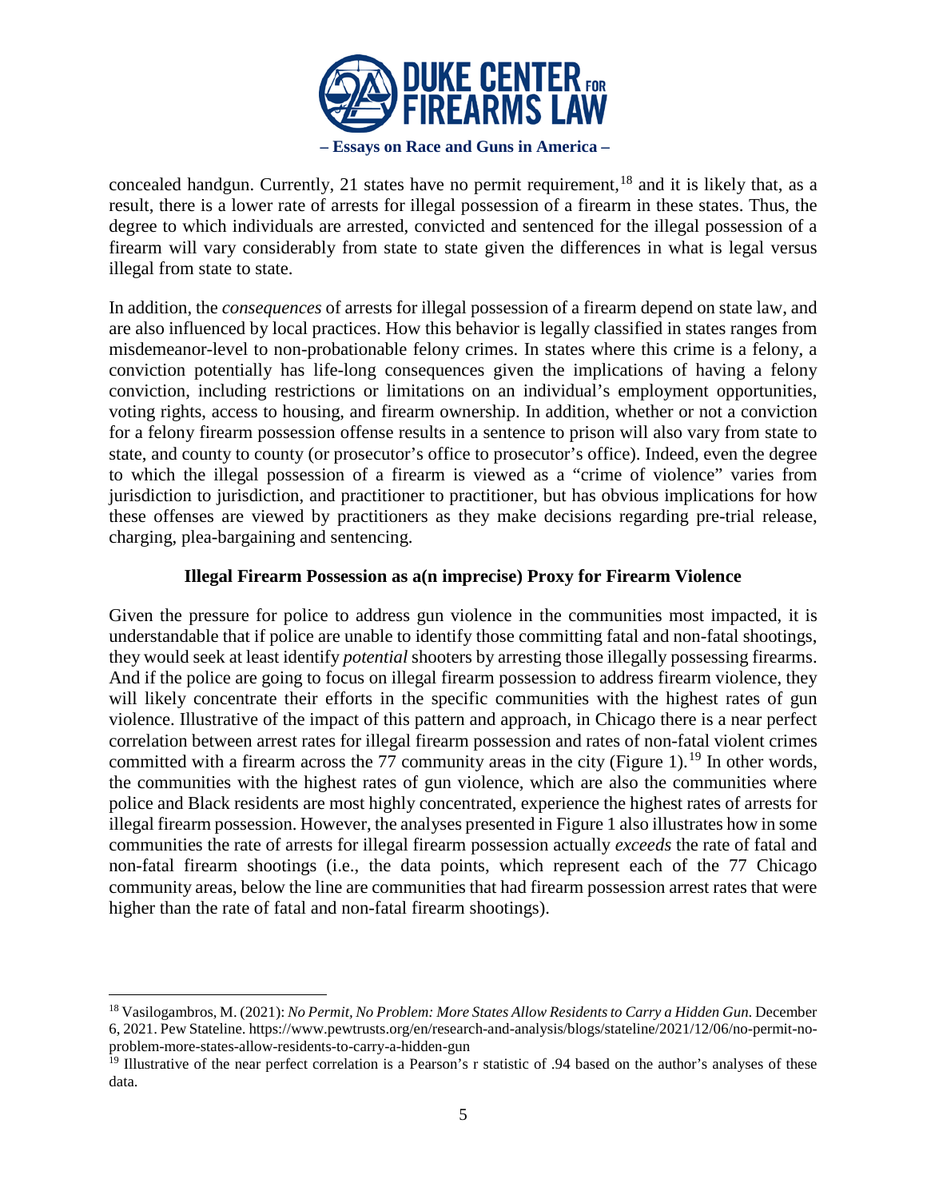concealed handgun. Currently, 21 states have no permit requirement,[18] and it is likely that, as a result, there is a lower rate of arrests for illegal possession of a firearm in these states. Thus, the degree to which individuals are arrested, convicted and sentenced for the illegal possession of a firearm will vary considerably from state to state given the differences in what is legal versus illegal from state to state.

In addition, the *consequences* of arrests for illegal possession of a firearm depend on state law, and are also influenced by local practices. How this behavior is legally classified in states ranges from misdemeanor-level to non-probationable felony crimes. In states where this crime is a felony, a conviction potentially has life-long consequences given the implications of having a felony conviction, including restrictions or limitations on an individual's employment opportunities, voting rights, access to housing, and firearm ownership. In addition, whether or not a conviction for a felony firearm possession offense results in a sentence to prison will also vary from state to state, and county to county (or prosecutor's office to prosecutor's office). Indeed, even the degree to which the illegal possession of a firearm is viewed as a "crime of violence" varies from jurisdiction to jurisdiction, and practitioner to practitioner, but has obvious implications for how these offenses are viewed by practitioners as they make decisions regarding pre-trial release, charging, plea-bargaining and sentencing.

## Illegal Firearm Possession as a(n imprecise) Proxy for Firearm Violence

Given the pressure for police to address gun violence in the communities most impacted, it is understandable that if police are unable to identify those committing fatal and non-fatal shootings, they would seek at least identify *potential* shooters by arresting those illegally possessing firearms. And if the police are going to focus on illegal firearm possession to address firearm violence, they will likely concentrate their efforts in the specific communities with the highest rates of gun violence. Illustrative of the impact of this pattern and approach, in Chicago there is a near perfect correlation between arrest rates for illegal firearm possession and rates of non-fatal violent crimes committed with a firearm across the 77 community areas in the city (Figure 1).[19] In other words, the communities with the highest rates of gun violence, which are also the communities where police and Black residents are most highly concentrated, experience the highest rates of arrests for illegal firearm possession. However, the analyses presented in Figure 1 also illustrates how in some communities the rate of arrests for illegal firearm possession actually *exceeds* the rate of fatal and non-fatal firearm shootings (i.e., the data points, which represent each of the 77 Chicago community areas, below the line are communities that had firearm possession arrest rates that were higher than the rate of fatal and non-fatal firearm shootings).

---

[18] Vasilogambros, M. (2021): *No Permit, No Problem: More States Allow Residents to Carry a Hidden Gun*. December 6, 2021. Pew Stateline. https://www.pewtrusts.org/en/research-and-analysis/blogs/stateline/2021/12/06/no-permit-no-problem-more-states-allow-residents-to-carry-a-hidden-gun

[19] Illustrative of the near perfect correlation is a Pearson's r statistic of .94 based on the author's analyses of these data.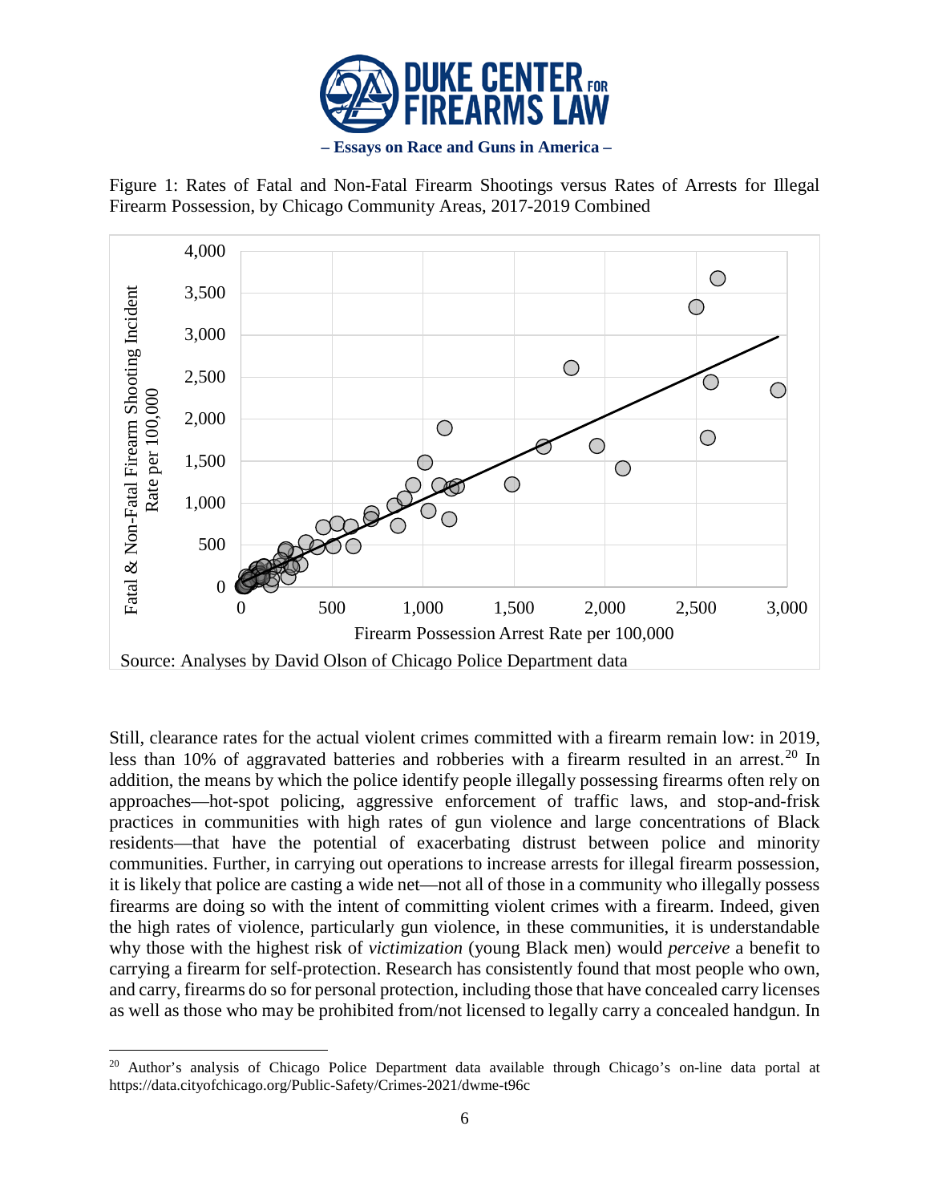Figure 1: Rates of Fatal and Non-Fatal Firearm Shootings versus Rates of Arrests for Illegal Firearm Possession, by Chicago Community Areas, 2017-2019 Combined

Source: Analyses by David Olson of Chicago Police Department data

Still, clearance rates for the actual violent crimes committed with a firearm remain low: in 2019, less than 10% of aggravated batteries and robberies with a firearm resulted in an arrest.[20] In addition, the means by which the police identify people illegally possessing firearms often rely on approaches—hot-spot policing, aggressive enforcement of traffic laws, and stop-and-frisk practices in communities with high rates of gun violence and large concentrations of Black residents—that have the potential of exacerbating distrust between police and minority communities. Further, in carrying out operations to increase arrests for illegal firearm possession, it is likely that police are casting a wide net—not all of those in a community who illegally possess firearms are doing so with the intent of committing violent crimes with a firearm. Indeed, given the high rates of violence, particularly gun violence, in these communities, it is understandable why those with the highest risk of *victimization* (young Black men) would *perceive* a benefit to carrying a firearm for self-protection. Research has consistently found that most people who own, and carry, firearms do so for personal protection, including those that have concealed carry licenses as well as those who may be prohibited from/not licensed to legally carry a concealed handgun. In

[20] Author's analysis of Chicago Police Department data available through Chicago's on-line data portal at https://data.cityofchicago.org/Public-Safety/Crimes-2021/dwme-t96c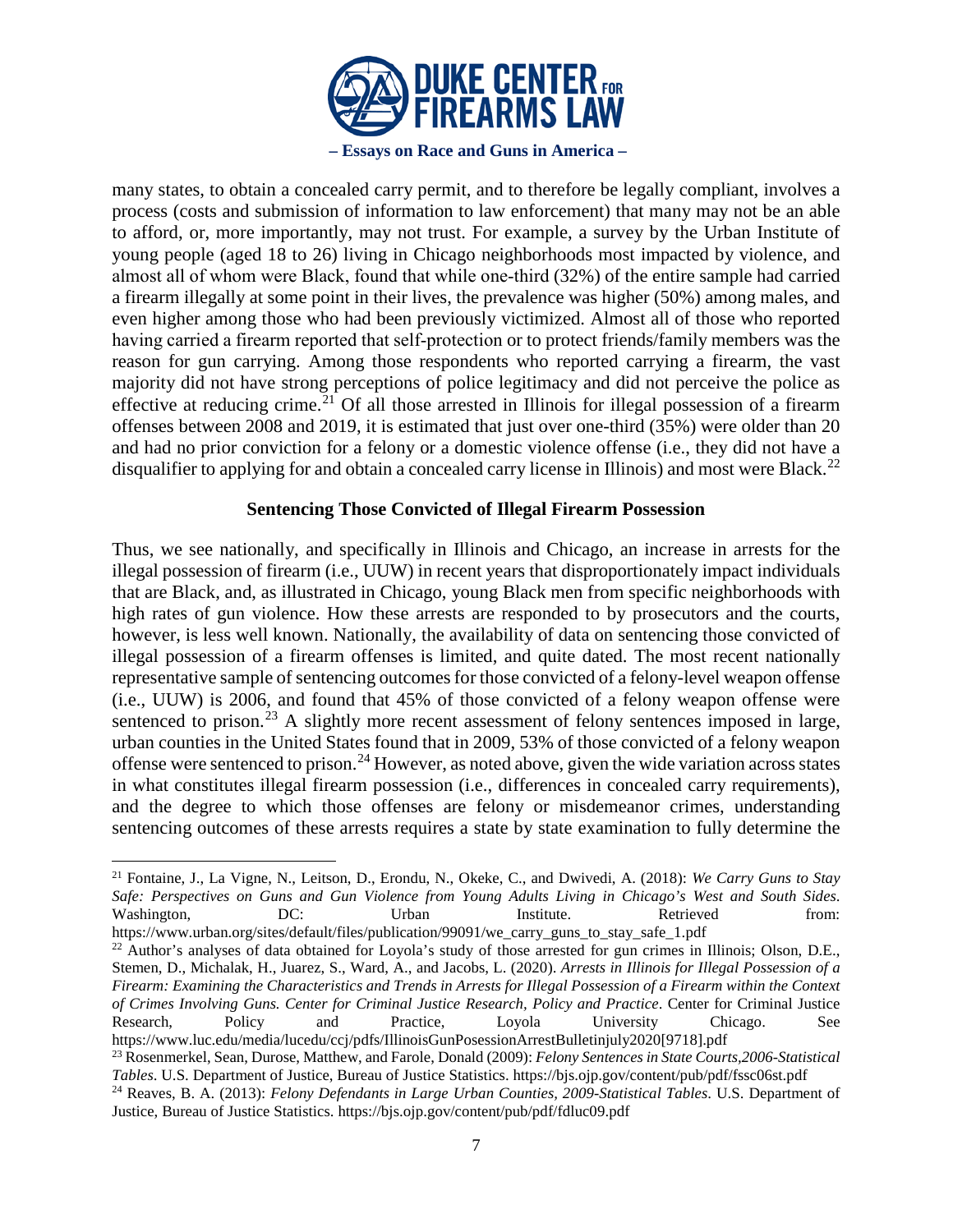many states, to obtain a concealed carry permit, and to therefore be legally compliant, involves a process (costs and submission of information to law enforcement) that many may not be an able to afford, or, more importantly, may not trust. For example, a survey by the Urban Institute of young people (aged 18 to 26) living in Chicago neighborhoods most impacted by violence, and almost all of whom were Black, found that while one-third (32%) of the entire sample had carried a firearm illegally at some point in their lives, the prevalence was higher (50%) among males, and even higher among those who had been previously victimized. Almost all of those who reported having carried a firearm reported that self-protection or to protect friends/family members was the reason for gun carrying. Among those respondents who reported carrying a firearm, the vast majority did not have strong perceptions of police legitimacy and did not perceive the police as effective at reducing crime.[21] Of all those arrested in Illinois for illegal possession of a firearm offenses between 2008 and 2019, it is estimated that just over one-third (35%) were older than 20 and had no prior conviction for a felony or a domestic violence offense (i.e., they did not have a disqualifier to applying for and obtain a concealed carry license in Illinois) and most were Black.[22]

### Sentencing Those Convicted of Illegal Firearm Possession

Thus, we see nationally, and specifically in Illinois and Chicago, an increase in arrests for the illegal possession of firearm (i.e., UUW) in recent years that disproportionately impact individuals that are Black, and, as illustrated in Chicago, young Black men from specific neighborhoods with high rates of gun violence. How these arrests are responded to by prosecutors and the courts, however, is less well known. Nationally, the availability of data on sentencing those convicted of illegal possession of a firearm offenses is limited, and quite dated. The most recent nationally representative sample of sentencing outcomes for those convicted of a felony-level weapon offense (i.e., UUW) is 2006, and found that 45% of those convicted of a felony weapon offense were sentenced to prison.[23] A slightly more recent assessment of felony sentences imposed in large, urban counties in the United States found that in 2009, 53% of those convicted of a felony weapon offense were sentenced to prison.[24] However, as noted above, given the wide variation across states in what constitutes illegal firearm possession (i.e., differences in concealed carry requirements), and the degree to which those offenses are felony or misdemeanor crimes, understanding sentencing outcomes of these arrests requires a state by state examination to fully determine the

---

[21] Fontaine, J., La Vigne, N., Leitson, D., Erondu, N., Okeke, C., and Dwivedi, A. (2018): *We Carry Guns to Stay Safe: Perspectives on Guns and Gun Violence from Young Adults Living in Chicago's West and South Sides*. Washington, DC: Urban Institute. Retrieved from: https://www.urban.org/sites/default/files/publication/99091/we_carry_guns_to_stay_safe_1.pdf

[22] Author's analyses of data obtained for Loyola's study of those arrested for gun crimes in Illinois; Olson, D.E., Stemen, D., Michalak, H., Juarez, S., Ward, A., and Jacobs, L. (2020). *Arrests in Illinois for Illegal Possession of a Firearm: Examining the Characteristics and Trends in Arrests for Illegal Possession of a Firearm within the Context of Crimes Involving Guns. Center for Criminal Justice Research, Policy and Practice*. Center for Criminal Justice Research, Policy and Practice, Loyola University Chicago. See https://www.luc.edu/media/lucedu/ccj/pdfs/IllinoisGunPosessionArrestBulletinjuly2020[9718].pdf

[23] Rosenmerkel, Sean, Durose, Matthew, and Farole, Donald (2009): *Felony Sentences in State Courts,2006-Statistical Tables*. U.S. Department of Justice, Bureau of Justice Statistics. https://bjs.ojp.gov/content/pub/pdf/fssc06st.pdf

[24] Reaves, B. A. (2013): *Felony Defendants in Large Urban Counties, 2009-Statistical Tables*. U.S. Department of Justice, Bureau of Justice Statistics. https://bjs.ojp.gov/content/pub/pdf/fdluc09.pdf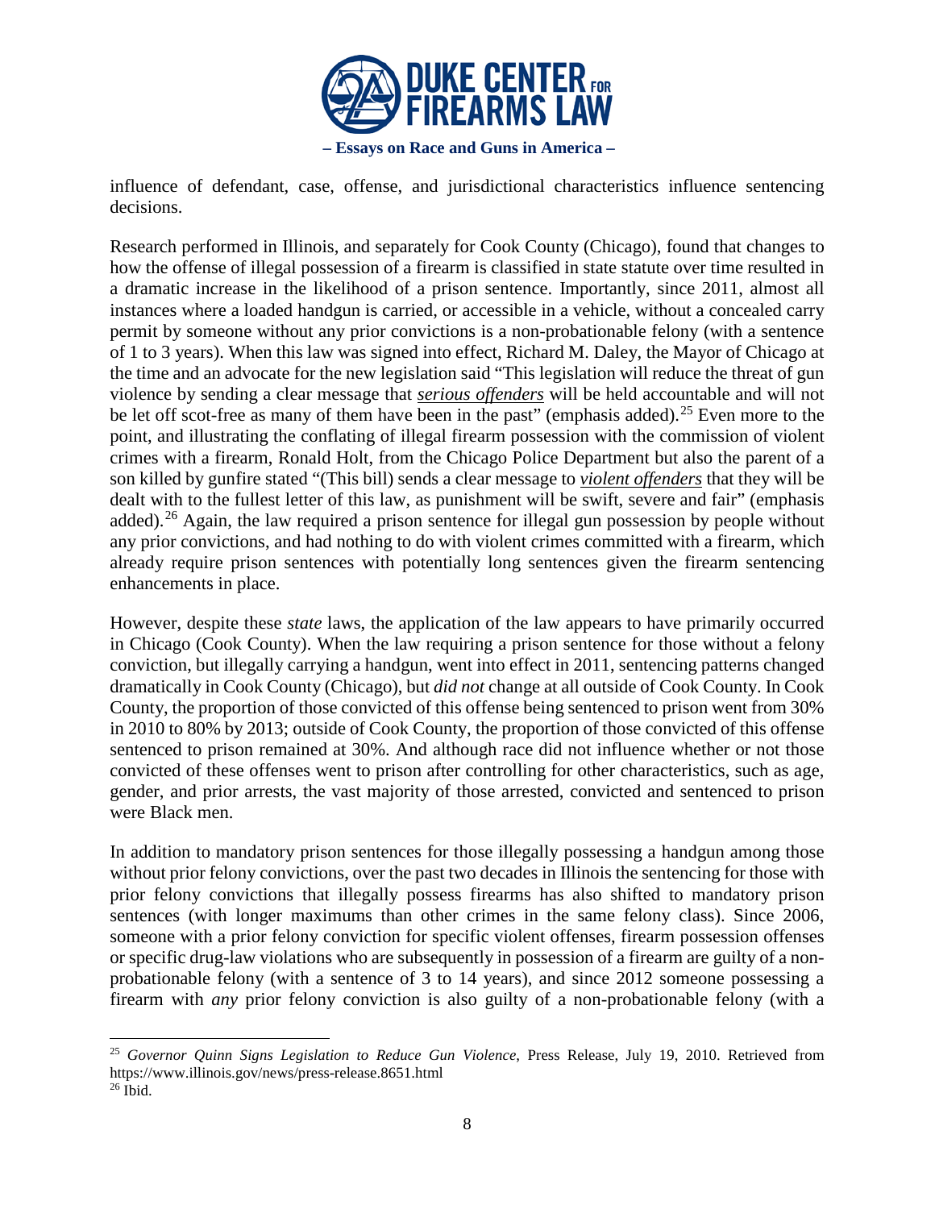influence of defendant, case, offense, and jurisdictional characteristics influence sentencing decisions.

Research performed in Illinois, and separately for Cook County (Chicago), found that changes to how the offense of illegal possession of a firearm is classified in state statute over time resulted in a dramatic increase in the likelihood of a prison sentence. Importantly, since 2011, almost all instances where a loaded handgun is carried, or accessible in a vehicle, without a concealed carry permit by someone without any prior convictions is a non-probationable felony (with a sentence of 1 to 3 years). When this law was signed into effect, Richard M. Daley, the Mayor of Chicago at the time and an advocate for the new legislation said "This legislation will reduce the threat of gun violence by sending a clear message that ***serious offenders*** will be held accountable and will not be let off scot-free as many of them have been in the past" (emphasis added).[25] Even more to the point, and illustrating the conflating of illegal firearm possession with the commission of violent crimes with a firearm, Ronald Holt, from the Chicago Police Department but also the parent of a son killed by gunfire stated "(This bill) sends a clear message to ***violent offenders*** that they will be dealt with to the fullest letter of this law, as punishment will be swift, severe and fair" (emphasis added).[26] Again, the law required a prison sentence for illegal gun possession by people without any prior convictions, and had nothing to do with violent crimes committed with a firearm, which already require prison sentences with potentially long sentences given the firearm sentencing enhancements in place.

However, despite these *state* laws, the application of the law appears to have primarily occurred in Chicago (Cook County). When the law requiring a prison sentence for those without a felony conviction, but illegally carrying a handgun, went into effect in 2011, sentencing patterns changed dramatically in Cook County (Chicago), but *did not* change at all outside of Cook County. In Cook County, the proportion of those convicted of this offense being sentenced to prison went from 30% in 2010 to 80% by 2013; outside of Cook County, the proportion of those convicted of this offense sentenced to prison remained at 30%. And although race did not influence whether or not those convicted of these offenses went to prison after controlling for other characteristics, such as age, gender, and prior arrests, the vast majority of those arrested, convicted and sentenced to prison were Black men.

In addition to mandatory prison sentences for those illegally possessing a handgun among those without prior felony convictions, over the past two decades in Illinois the sentencing for those with prior felony convictions that illegally possess firearms has also shifted to mandatory prison sentences (with longer maximums than other crimes in the same felony class). Since 2006, someone with a prior felony conviction for specific violent offenses, firearm possession offenses or specific drug-law violations who are subsequently in possession of a firearm are guilty of a non-probationable felony (with a sentence of 3 to 14 years), and since 2012 someone possessing a firearm with *any* prior felony conviction is also guilty of a non-probationable felony (with a

[25] *Governor Quinn Signs Legislation to Reduce Gun Violence*, Press Release, July 19, 2010. Retrieved from https://www.illinois.gov/news/press-release.8651.html

[26] Ibid.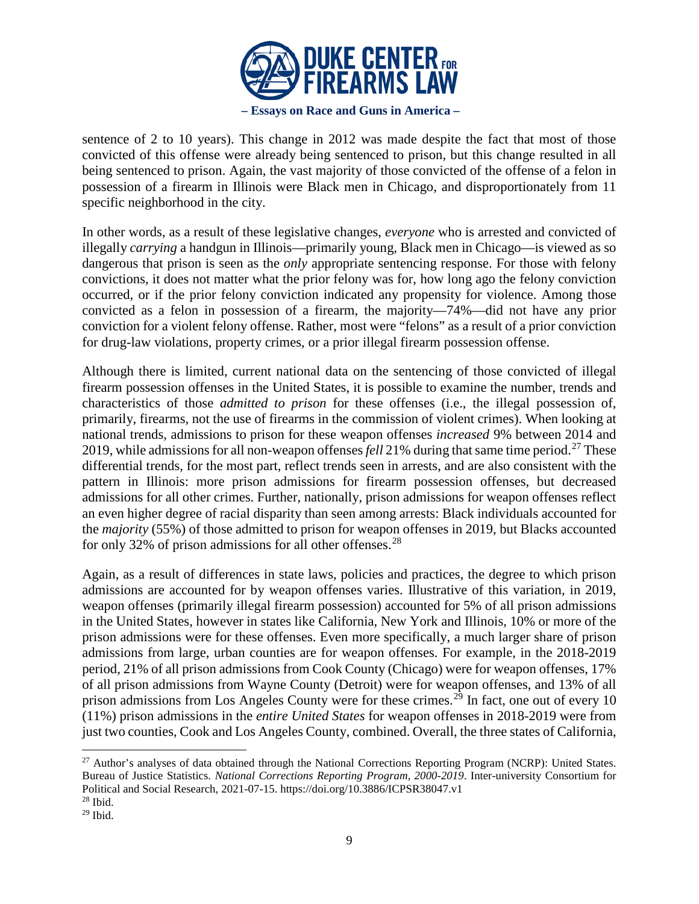sentence of 2 to 10 years). This change in 2012 was made despite the fact that most of those convicted of this offense were already being sentenced to prison, but this change resulted in all being sentenced to prison. Again, the vast majority of those convicted of the offense of a felon in possession of a firearm in Illinois were Black men in Chicago, and disproportionately from 11 specific neighborhood in the city.

In other words, as a result of these legislative changes, *everyone* who is arrested and convicted of illegally *carrying* a handgun in Illinois—primarily young, Black men in Chicago—is viewed as so dangerous that prison is seen as the *only* appropriate sentencing response. For those with felony convictions, it does not matter what the prior felony was for, how long ago the felony conviction occurred, or if the prior felony conviction indicated any propensity for violence. Among those convicted as a felon in possession of a firearm, the majority—74%—did not have any prior conviction for a violent felony offense. Rather, most were "felons" as a result of a prior conviction for drug-law violations, property crimes, or a prior illegal firearm possession offense.

Although there is limited, current national data on the sentencing of those convicted of illegal firearm possession offenses in the United States, it is possible to examine the number, trends and characteristics of those *admitted to prison* for these offenses (i.e., the illegal possession of, primarily, firearms, not the use of firearms in the commission of violent crimes). When looking at national trends, admissions to prison for these weapon offenses *increased* 9% between 2014 and 2019, while admissions for all non-weapon offenses *fell* 21% during that same time period.[27] These differential trends, for the most part, reflect trends seen in arrests, and are also consistent with the pattern in Illinois: more prison admissions for firearm possession offenses, but decreased admissions for all other crimes. Further, nationally, prison admissions for weapon offenses reflect an even higher degree of racial disparity than seen among arrests: Black individuals accounted for the *majority* (55%) of those admitted to prison for weapon offenses in 2019, but Blacks accounted for only 32% of prison admissions for all other offenses.[28]

Again, as a result of differences in state laws, policies and practices, the degree to which prison admissions are accounted for by weapon offenses varies. Illustrative of this variation, in 2019, weapon offenses (primarily illegal firearm possession) accounted for 5% of all prison admissions in the United States, however in states like California, New York and Illinois, 10% or more of the prison admissions were for these offenses. Even more specifically, a much larger share of prison admissions from large, urban counties are for weapon offenses. For example, in the 2018-2019 period, 21% of all prison admissions from Cook County (Chicago) were for weapon offenses, 17% of all prison admissions from Wayne County (Detroit) were for weapon offenses, and 13% of all prison admissions from Los Angeles County were for these crimes.[29] In fact, one out of every 10 (11%) prison admissions in the *entire United States* for weapon offenses in 2018-2019 were from just two counties, Cook and Los Angeles County, combined. Overall, the three states of California,

---

[27] Author's analyses of data obtained through the National Corrections Reporting Program (NCRP): United States. Bureau of Justice Statistics. *National Corrections Reporting Program, 2000-2019*. Inter-university Consortium for Political and Social Research, 2021-07-15. https://doi.org/10.3886/ICPSR38047.v1

[28] Ibid.

[29] Ibid.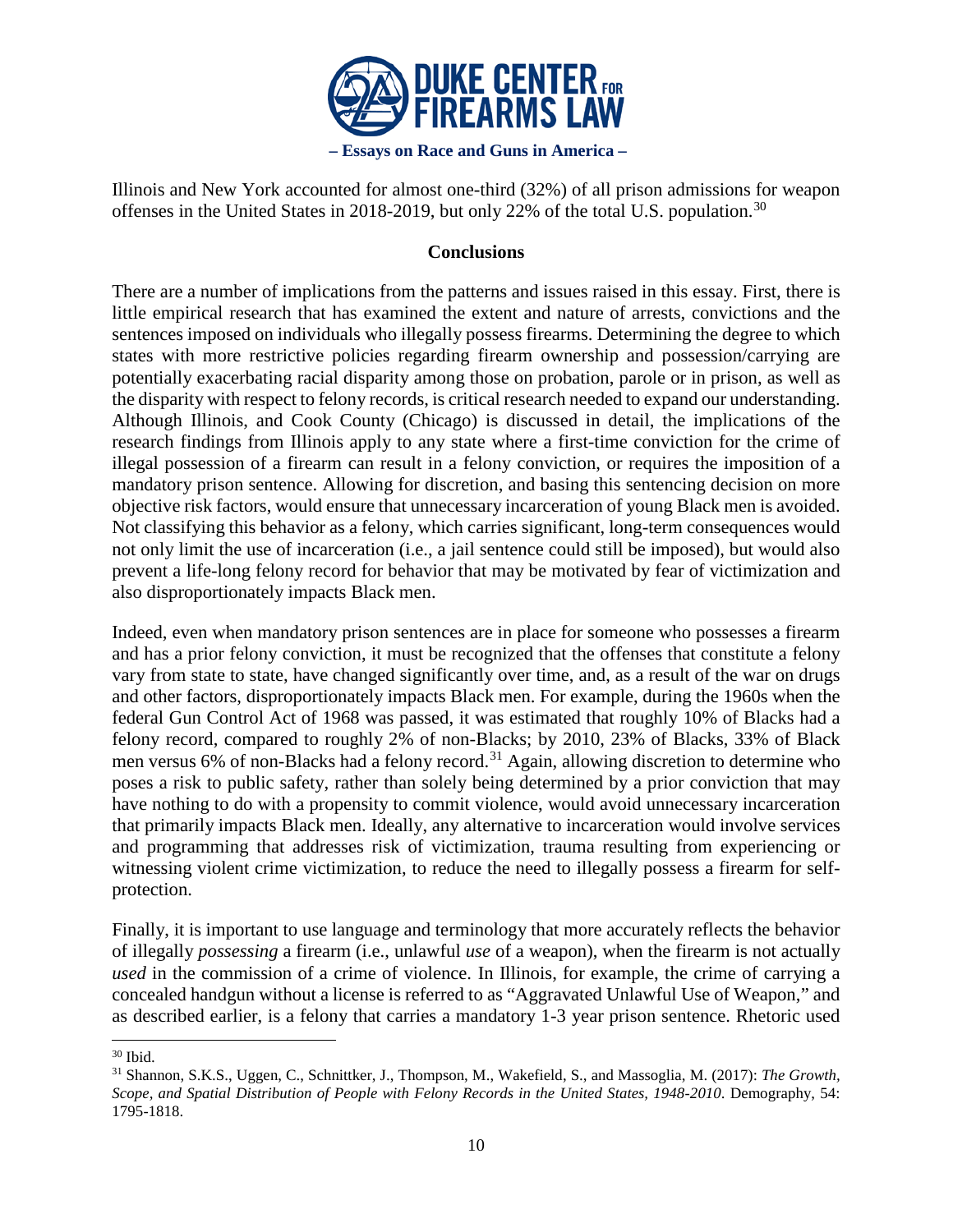Illinois and New York accounted for almost one-third (32%) of all prison admissions for weapon offenses in the United States in 2018-2019, but only 22% of the total U.S. population.[30]

## Conclusions

There are a number of implications from the patterns and issues raised in this essay. First, there is little empirical research that has examined the extent and nature of arrests, convictions and the sentences imposed on individuals who illegally possess firearms. Determining the degree to which states with more restrictive policies regarding firearm ownership and possession/carrying are potentially exacerbating racial disparity among those on probation, parole or in prison, as well as the disparity with respect to felony records, is critical research needed to expand our understanding. Although Illinois, and Cook County (Chicago) is discussed in detail, the implications of the research findings from Illinois apply to any state where a first-time conviction for the crime of illegal possession of a firearm can result in a felony conviction, or requires the imposition of a mandatory prison sentence. Allowing for discretion, and basing this sentencing decision on more objective risk factors, would ensure that unnecessary incarceration of young Black men is avoided. Not classifying this behavior as a felony, which carries significant, long-term consequences would not only limit the use of incarceration (i.e., a jail sentence could still be imposed), but would also prevent a life-long felony record for behavior that may be motivated by fear of victimization and also disproportionately impacts Black men.

Indeed, even when mandatory prison sentences are in place for someone who possesses a firearm and has a prior felony conviction, it must be recognized that the offenses that constitute a felony vary from state to state, have changed significantly over time, and, as a result of the war on drugs and other factors, disproportionately impacts Black men. For example, during the 1960s when the federal Gun Control Act of 1968 was passed, it was estimated that roughly 10% of Blacks had a felony record, compared to roughly 2% of non-Blacks; by 2010, 23% of Blacks, 33% of Black men versus 6% of non-Blacks had a felony record.[31] Again, allowing discretion to determine who poses a risk to public safety, rather than solely being determined by a prior conviction that may have nothing to do with a propensity to commit violence, would avoid unnecessary incarceration that primarily impacts Black men. Ideally, any alternative to incarceration would involve services and programming that addresses risk of victimization, trauma resulting from experiencing or witnessing violent crime victimization, to reduce the need to illegally possess a firearm for self-protection.

Finally, it is important to use language and terminology that more accurately reflects the behavior of illegally *possessing* a firearm (i.e., unlawful *use* of a weapon), when the firearm is not actually *used* in the commission of a crime of violence. In Illinois, for example, the crime of carrying a concealed handgun without a license is referred to as "Aggravated Unlawful Use of Weapon," and as described earlier, is a felony that carries a mandatory 1-3 year prison sentence. Rhetoric used

---

[30] Ibid.

[31] Shannon, S.K.S., Uggen, C., Schnittker, J., Thompson, M., Wakefield, S., and Massoglia, M. (2017): *The Growth, Scope, and Spatial Distribution of People with Felony Records in the United States, 1948-2010*. Demography, 54: 1795-1818.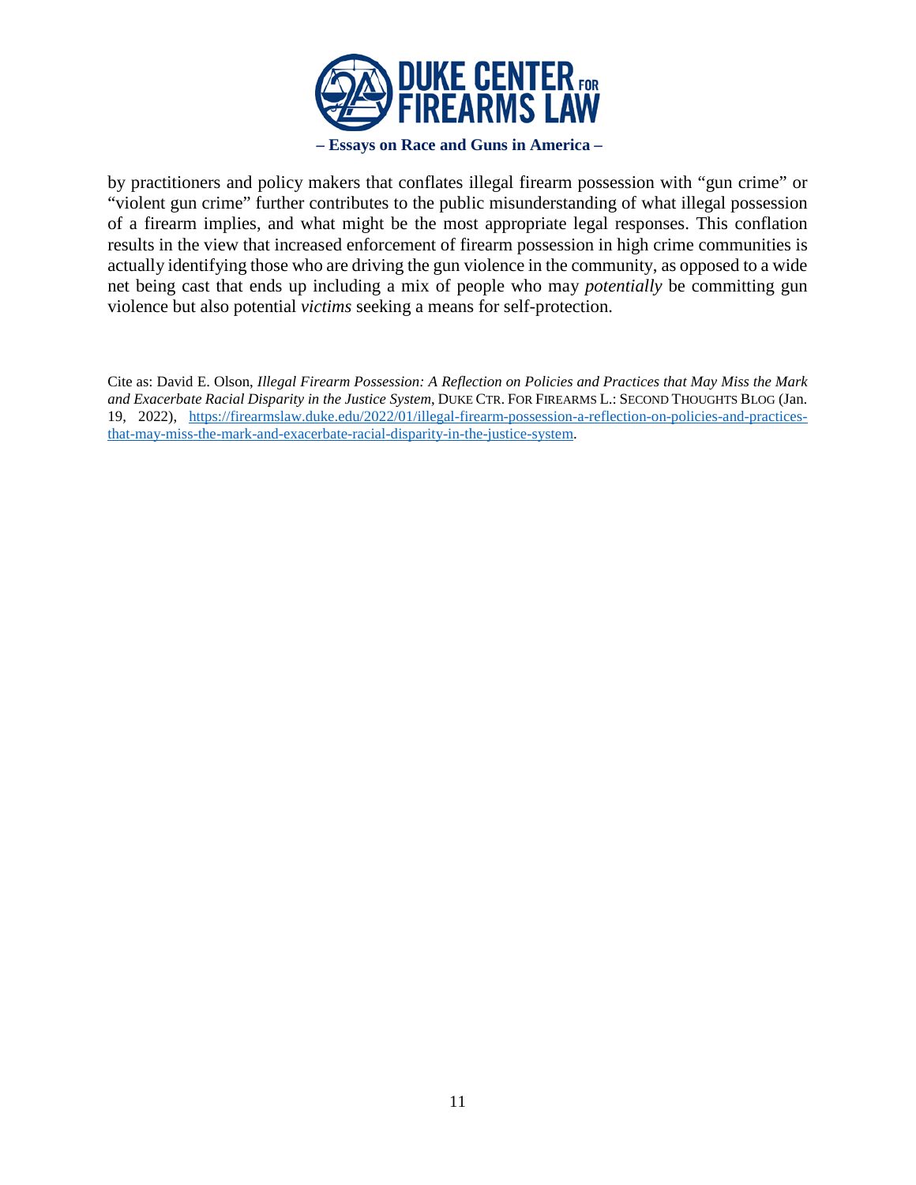by practitioners and policy makers that conflates illegal firearm possession with "gun crime" or "violent gun crime" further contributes to the public misunderstanding of what illegal possession of a firearm implies, and what might be the most appropriate legal responses. This conflation results in the view that increased enforcement of firearm possession in high crime communities is actually identifying those who are driving the gun violence in the community, as opposed to a wide net being cast that ends up including a mix of people who may *potentially* be committing gun violence but also potential *victims* seeking a means for self-protection.

Cite as: David E. Olson, *Illegal Firearm Possession: A Reflection on Policies and Practices that May Miss the Mark and Exacerbate Racial Disparity in the Justice System*, DUKE CTR. FOR FIREARMS L.: SECOND THOUGHTS BLOG (Jan. 19, 2022), https://firearmslaw.duke.edu/2022/01/illegal-firearm-possession-a-reflection-on-policies-and-practices-that-may-miss-the-mark-and-exacerbate-racial-disparity-in-the-justice-system.